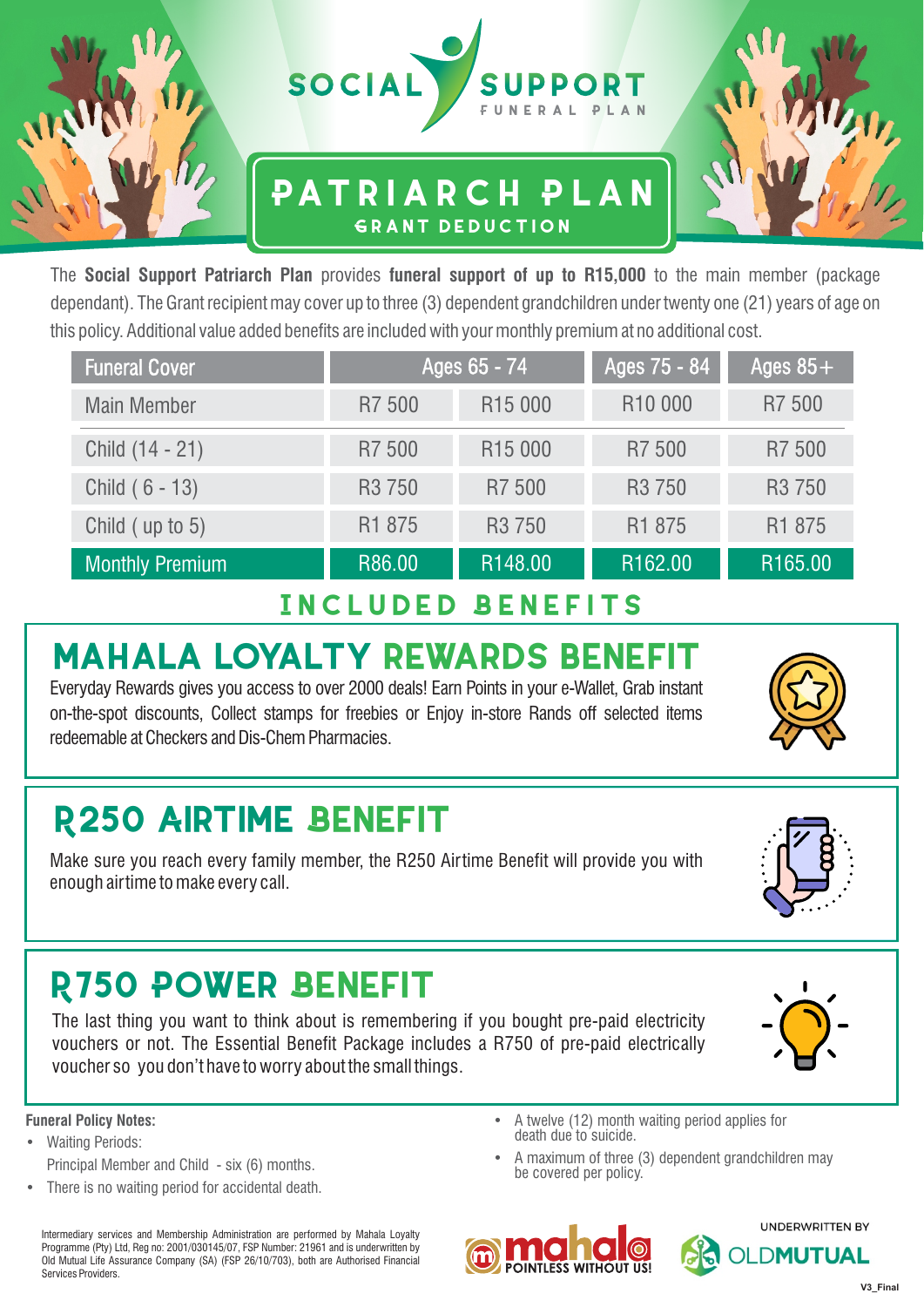# SOCIAL SUPPORT
FUNERAL PLAN

## PATRIARCH PLAN
GRANT DEDUCTION

The **Social Support Patriarch Plan** provides **funeral support of up to R15,000** to the main member (package dependant). The Grant recipient may cover up to three (3) dependent grandchildren under twenty one (21) years of age on this policy. Additional value added benefits are included with your monthly premium at no additional cost.

| Funeral Cover | Ages 65 - 74 | | Ages 75 - 84 | Ages 85+ |
|---|---|---|---|---|
| Main Member | R7 500 | R15 000 | R10 000 | R7 500 |
| Child (14 - 21) | R7 500 | R15 000 | R7 500 | R7 500 |
| Child ( 6 - 13) | R3 750 | R7 500 | R3 750 | R3 750 |
| Child ( up to 5) | R1 875 | R3 750 | R1 875 | R1 875 |
| Monthly Premium | R86.00 | R148.00 | R162.00 | R165.00 |

## INCLUDED BENEFITS

### MAHALA LOYALTY REWARDS BENEFIT

Everyday Rewards gives you access to over 2000 deals! Earn Points in your e-Wallet, Grab instant on-the-spot discounts, Collect stamps for freebies or Enjoy in-store Rands off selected items redeemable at Checkers and Dis-Chem Pharmacies.

### R250 AIRTIME BENEFIT

Make sure you reach every family member, the R250 Airtime Benefit will provide you with enough airtime to make every call.

### R750 POWER BENEFIT

The last thing you want to think about is remembering if you bought pre-paid electricity vouchers or not. The Essential Benefit Package includes a R750 of pre-paid electrically voucher so you don't have to worry about the small things.

**Funeral Policy Notes:**

- Waiting Periods:
  Principal Member and Child - six (6) months.
- There is no waiting period for accidental death.
- A twelve (12) month waiting period applies for death due to suicide.
- A maximum of three (3) dependent grandchildren may be covered per policy.

Intermediary services and Membership Administration are performed by Mahala Loyalty Programme (Pty) Ltd, Reg no: 2001/030145/07, FSP Number: 21961 and is underwritten by Old Mutual Life Assurance Company (SA) (FSP 26/10/703), both are Authorised Financial Services Providers.

mahala POINTLESS WITHOUT US!

UNDERWRITTEN BY OLDMUTUAL

V3_Final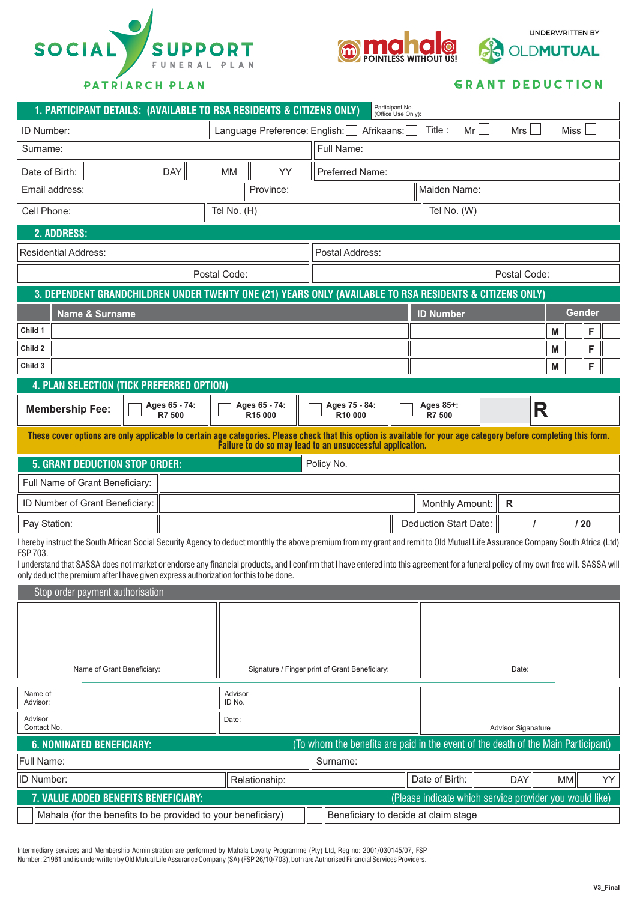SOCIAL SUPPORT FUNERAL PLAN

PATRIARCH PLAN

mahala POINTLESS WITHOUT US!

UNDERWRITTEN BY OLDMUTUAL

GRANT DEDUCTION

## 1. PARTICIPANT DETAILS: (AVAILABLE TO RSA RESIDENTS & CITIZENS ONLY)

Participant No. (Office Use Only):

| | | | |
|---|---|---|---|
| ID Number: | Language Preference: English: ☐ Afrikaans: ☐ | Title : Mr ☐ Mrs ☐ Miss ☐ | |
| Surname: | | Full Name: | |
| Date of Birth: DAY / MM / YY | | Preferred Name: | |
| Email address: | Province: | Maiden Name: | |
| Cell Phone: | Tel No. (H) | Tel No. (W) | |

## 2. ADDRESS:

| | |
|---|---|
| Residential Address: | Postal Address: |
| Postal Code: | Postal Code: |

## 3. DEPENDENT GRANDCHILDREN UNDER TWENTY ONE (21) YEARS ONLY (AVAILABLE TO RSA RESIDENTS & CITIZENS ONLY)

| | Name & Surname | ID Number | Gender | | | |
|---|---|---|---|---|---|---|
| Child 1 | | | M | | F | |
| Child 2 | | | M | | F | |
| Child 3 | | | M | | F | |

## 4. PLAN SELECTION (TICK PREFERRED OPTION)

| Membership Fee: | ☐ Ages 65 - 74: R7 500 | ☐ Ages 65 - 74: R15 000 | ☐ Ages 75 - 84: R10 000 | ☐ Ages 85+: R7 500 | R |
|---|---|---|---|---|---|

**These cover options are only applicable to certain age categories. Please check that this option is available for your age category before completing this form. Failure to do so may lead to an unsuccessful application.**

## 5. GRANT DEDUCTION STOP ORDER:

Policy No.

| | | | |
|---|---|---|---|
| Full Name of Grant Beneficiary: | | | |
| ID Number of Grant Beneficiary: | | Monthly Amount: | R |
| Pay Station: | | Deduction Start Date: | / / 20 |

I hereby instruct the South African Social Security Agency to deduct monthly the above premium from my grant and remit to Old Mutual Life Assurance Company South Africa (Ltd) FSP 703.

I understand that SASSA does not market or endorse any financial products, and I confirm that I have entered into this agreement for a funeral policy of my own free will. SASSA will only deduct the premium after I have given express authorization for this to be done.

### Stop order payment authorisation

| Name of Grant Beneficiary: | Signature / Finger print of Grant Beneficiary: | Date: |
|---|---|---|

| | | |
|---|---|---|
| Name of Advisor: | Advisor ID No. | Advisor Siganature |
| Advisor Contact No. | Date: | |

## 6. NOMINATED BENEFICIARY:

(To whom the benefits are paid in the event of the death of the Main Participant)

| | | | |
|---|---|---|---|
| Full Name: | | Surname: | |
| ID Number: | Relationship: | Date of Birth: | DAY / MM / YY |

## 7. VALUE ADDED BENEFITS BENEFICIARY:

(Please indicate which service provider you would like)

☐ Mahala (for the benefits to be provided to your beneficiary)

☐ Beneficiary to decide at claim stage

Intermediary services and Membership Administration are performed by Mahala Loyalty Programme (Pty) Ltd, Reg no: 2001/030145/07, FSP Number: 21961 and is underwritten by Old Mutual Life Assurance Company (SA) (FSP 26/10/703), both are Authorised Financial Services Providers.

V3_Final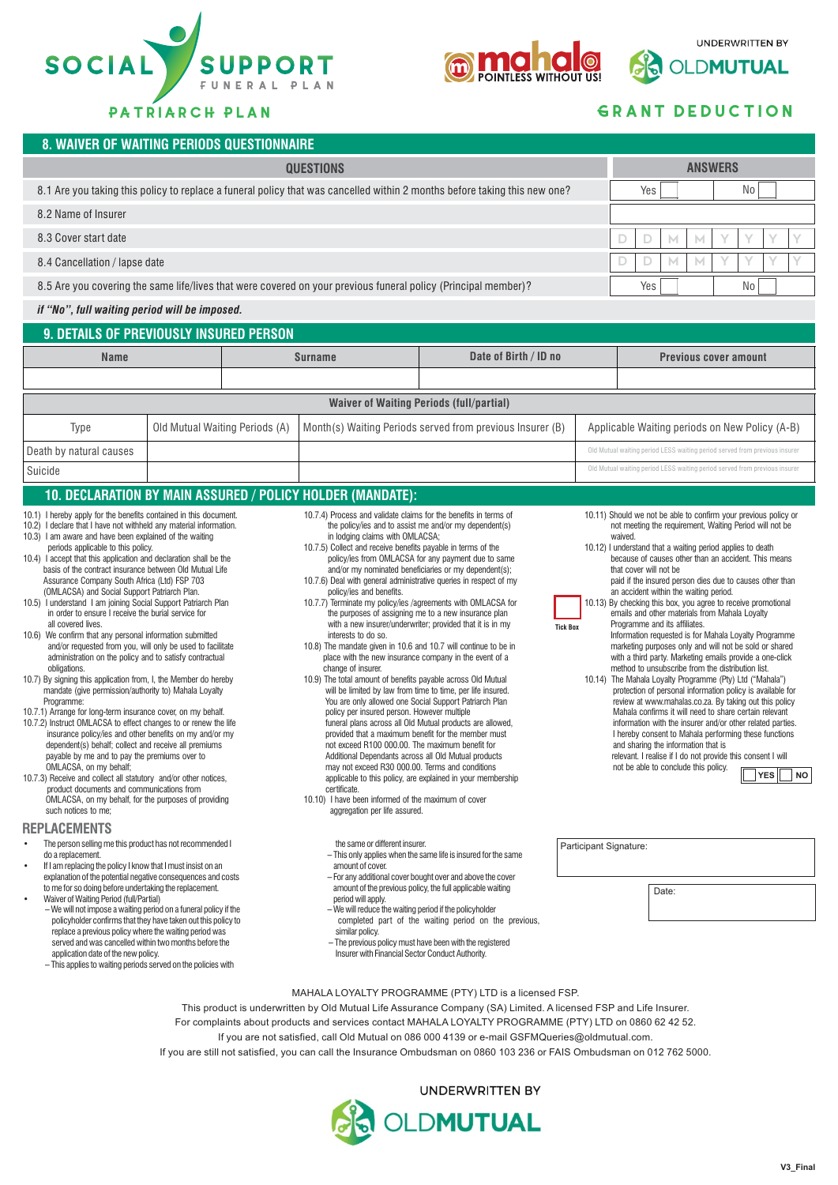SOCIAL SUPPORT FUNERAL PLAN

PATRIARCH PLAN

mahala POINTLESS WITHOUT US!

UNDERWRITTEN BY OLDMUTUAL

GRANT DEDUCTION

## 8. WAIVER OF WAITING PERIODS QUESTIONNAIRE

| QUESTIONS | ANSWERS |
|---|---|
| 8.1 Are you taking this policy to replace a funeral policy that was cancelled within 2 months before taking this new one? | Yes ☐ No ☐ |
| 8.2 Name of Insurer | |
| 8.3 Cover start date | D D M M Y Y Y Y |
| 8.4 Cancellation / lapse date | D D M M Y Y Y Y |
| 8.5 Are you covering the same life/lives that were covered on your previous funeral policy (Principal member)? | Yes ☐ No ☐ |

*if "No", full waiting period will be imposed.*

## 9. DETAILS OF PREVIOUSLY INSURED PERSON

| Name | Surname | Date of Birth / ID no | Previous cover amount |
|---|---|---|---|
| | | | |

**Waiver of Waiting Periods (full/partial)**

| Type | Old Mutual Waiting Periods (A) | Month(s) Waiting Periods served from previous Insurer (B) | Applicable Waiting periods on New Policy (A-B) |
|---|---|---|---|
| Death by natural causes | | | Old Mutual waiting period LESS waiting period served from previous insurer |
| Suicide | | | Old Mutual waiting period LESS waiting period served from previous insurer |

## 10. DECLARATION BY MAIN ASSURED / POLICY HOLDER (MANDATE):

10.1) I hereby apply for the benefits contained in this document.
10.2) I declare that I have not withheld any material information.
10.3) I am aware and have been explained of the waiting periods applicable to this policy.
10.4) I accept that this application and declaration shall be the basis of the contract insurance between Old Mutual Life Assurance Company South Africa (Ltd) FSP 703 (OMLACSA) and Social Support Patriarch Plan.
10.5) I understand I am joining Social Support Patriarch Plan in order to ensure I receive the burial service for all covered lives.
10.6) We confirm that any personal information submitted and/or requested from you, will only be used to facilitate administration on the policy and to satisfy contractual obligations.
10.7) By signing this application from, I, the Member do hereby mandate (give permission/authority to) Mahala Loyalty Programme:
10.7.1) Arrange for long-term insurance cover, on my behalf.
10.7.2) Instruct OMLACSA to effect changes to or renew the life insurance policy/ies and other benefits on my and/or my dependent(s) behalf; collect and receive all premiums payable by me and to pay the premiums over to OMLACSA, on my behalf;
10.7.3) Receive and collect all statutory and/or other notices, product documents and communications from OMLACSA, on my behalf, for the purposes of providing such notices to me;
10.7.4) Process and validate claims for the benefits in terms of the policy/ies and to assist me and/or my dependent(s) in lodging claims with OMLACSA;
10.7.5) Collect and receive benefits payable in terms of the policy/ies from OMLACSA for any payment due to same and/or my nominated beneficiaries or my dependent(s);
10.7.6) Deal with general administrative queries in respect of my policy/ies and benefits.
10.7.7) Terminate my policy/ies /agreements with OMLACSA for the purposes of assigning me to a new insurance plan with a new insurer/underwriter; provided that it is in my interests to do so.
10.8) The mandate given in 10.6 and 10.7 will continue to be in place with the new insurance company in the event of a change of insurer.
10.9) The total amount of benefits payable across Old Mutual will be limited by law from time to time, per life insured. You are only allowed one Social Support Patriarch Plan policy per insured person. However multiple funeral plans across all Old Mutual products are allowed, provided that a maximum benefit for the member must not exceed R100 000.00. The maximum benefit for Additional Dependants across all Old Mutual products may not exceed R30 000.00. Terms and conditions applicable to this policy, are explained in your membership certificate.
10.10) I have been informed of the maximum of cover aggregation per life assured.
10.11) Should we not be able to confirm your previous policy or not meeting the requirement, Waiting Period will not be waived.
10.12) I understand that a waiting period applies to death because of causes other than an accident. This means that cover will not be paid if the insured person dies due to causes other than an accident within the waiting period.
10.13) By checking this box, you agree to receive promotional emails and other materials from Mahala Loyalty Programme and its affiliates. ☐ Tick Box
Information requested is for Mahala Loyalty Programme marketing purposes only and will not be sold or shared with a third party. Marketing emails provide a one-click method to unsubscribe from the distribution list.
10.14) The Mahala Loyalty Programme (Pty) Ltd ("Mahala") protection of personal information policy is available for review at www.mahalas.co.za. By taking out this policy Mahala confirms it will need to share certain relevant information with the insurer and/or other related parties. I hereby consent to Mahala performing these functions and sharing the information that is relevant. I realise if I do not provide this consent I will not be able to conclude this policy. ☐ YES ☐ NO

## REPLACEMENTS

- The person selling me this product has not recommended I do a replacement.
- If I am replacing the policy I know that I must insist on an explanation of the potential negative consequences and costs to me for so doing before undertaking the replacement.
- Waiver of Waiting Period (full/Partial)
  - We will not impose a waiting period on a funeral policy if the policyholder confirms that they have taken out this policy to replace a previous policy where the waiting period was served and was cancelled within two months before the application date of the new policy.
  - This applies to waiting periods served on the policies with the same or different insurer.
  - This only applies when the same life is insured for the same amount of cover.
  - For any additional cover bought over and above the cover amount of the previous policy, the full applicable waiting period will apply.
  - We will reduce the waiting period if the policyholder completed part of the waiting period on the previous, similar policy.
  - The previous policy must have been with the registered Insurer with Financial Sector Conduct Authority.

Participant Signature:

Date:

MAHALA LOYALTY PROGRAMME (PTY) LTD is a licensed FSP.

This product is underwritten by Old Mutual Life Assurance Company (SA) Limited. A licensed FSP and Life Insurer.

For complaints about products and services contact MAHALA LOYALTY PROGRAMME (PTY) LTD on 0860 62 42 52.

If you are not satisfied, call Old Mutual on 086 000 4139 or e-mail GSFMQueries@oldmutual.com.

If you are still not satisfied, you can call the Insurance Ombudsman on 0860 103 236 or FAIS Ombudsman on 012 762 5000.

UNDERWRITTEN BY OLDMUTUAL

V3_Final